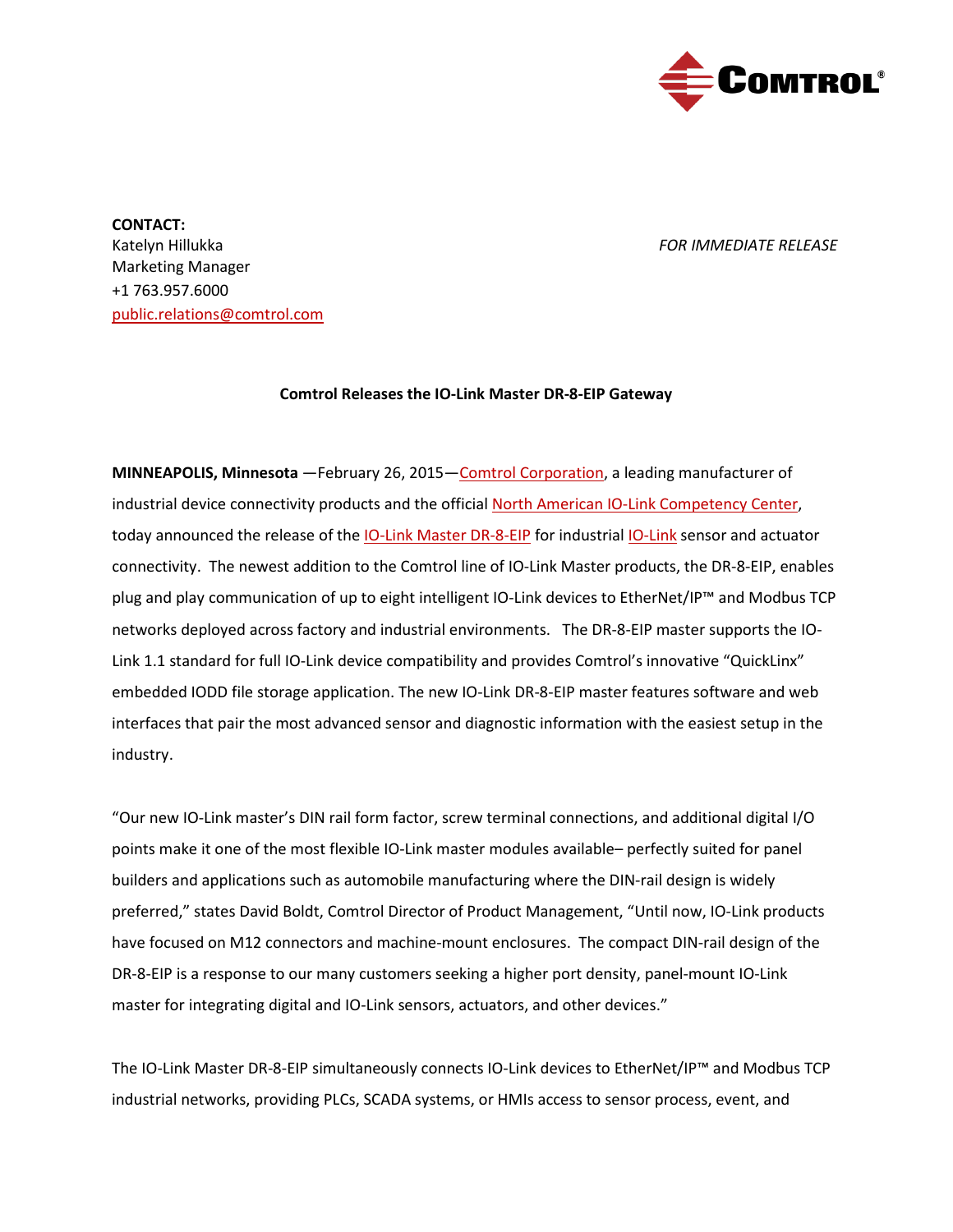**CONTACT:**
Katelyn Hillukka
Marketing Manager
+1 763.957.6000
public.relations@comtrol.com

*FOR IMMEDIATE RELEASE*

**Comtrol Releases the IO-Link Master DR-8-EIP Gateway**

**MINNEAPOLIS, Minnesota** —February 26, 2015—Comtrol Corporation, a leading manufacturer of industrial device connectivity products and the official North American IO-Link Competency Center, today announced the release of the IO-Link Master DR-8-EIP for industrial IO-Link sensor and actuator connectivity. The newest addition to the Comtrol line of IO-Link Master products, the DR-8-EIP, enables plug and play communication of up to eight intelligent IO-Link devices to EtherNet/IP™ and Modbus TCP networks deployed across factory and industrial environments. The DR-8-EIP master supports the IO-Link 1.1 standard for full IO-Link device compatibility and provides Comtrol's innovative "QuickLinx" embedded IODD file storage application. The new IO-Link DR-8-EIP master features software and web interfaces that pair the most advanced sensor and diagnostic information with the easiest setup in the industry.

"Our new IO-Link master's DIN rail form factor, screw terminal connections, and additional digital I/O points make it one of the most flexible IO-Link master modules available– perfectly suited for panel builders and applications such as automobile manufacturing where the DIN-rail design is widely preferred," states David Boldt, Comtrol Director of Product Management, "Until now, IO-Link products have focused on M12 connectors and machine-mount enclosures. The compact DIN-rail design of the DR-8-EIP is a response to our many customers seeking a higher port density, panel-mount IO-Link master for integrating digital and IO-Link sensors, actuators, and other devices."

The IO-Link Master DR-8-EIP simultaneously connects IO-Link devices to EtherNet/IP™ and Modbus TCP industrial networks, providing PLCs, SCADA systems, or HMIs access to sensor process, event, and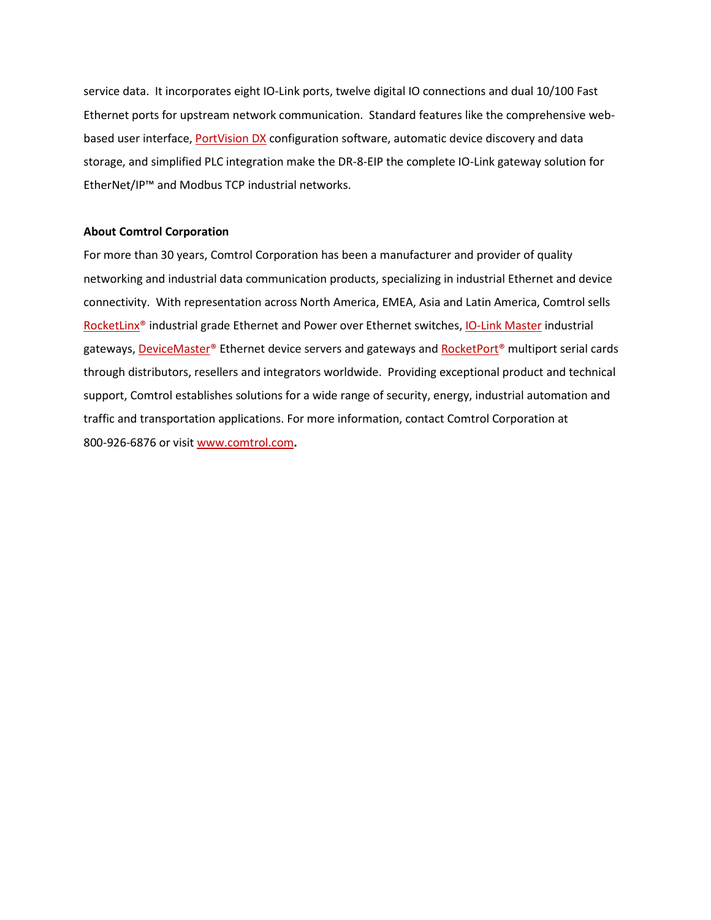service data. It incorporates eight IO-Link ports, twelve digital IO connections and dual 10/100 Fast Ethernet ports for upstream network communication. Standard features like the comprehensive web-based user interface, PortVision DX configuration software, automatic device discovery and data storage, and simplified PLC integration make the DR-8-EIP the complete IO-Link gateway solution for EtherNet/IP™ and Modbus TCP industrial networks.

**About Comtrol Corporation**

For more than 30 years, Comtrol Corporation has been a manufacturer and provider of quality networking and industrial data communication products, specializing in industrial Ethernet and device connectivity. With representation across North America, EMEA, Asia and Latin America, Comtrol sells RocketLinx® industrial grade Ethernet and Power over Ethernet switches, IO-Link Master industrial gateways, DeviceMaster® Ethernet device servers and gateways and RocketPort® multiport serial cards through distributors, resellers and integrators worldwide. Providing exceptional product and technical support, Comtrol establishes solutions for a wide range of security, energy, industrial automation and traffic and transportation applications. For more information, contact Comtrol Corporation at 800-926-6876 or visit www.comtrol.com.